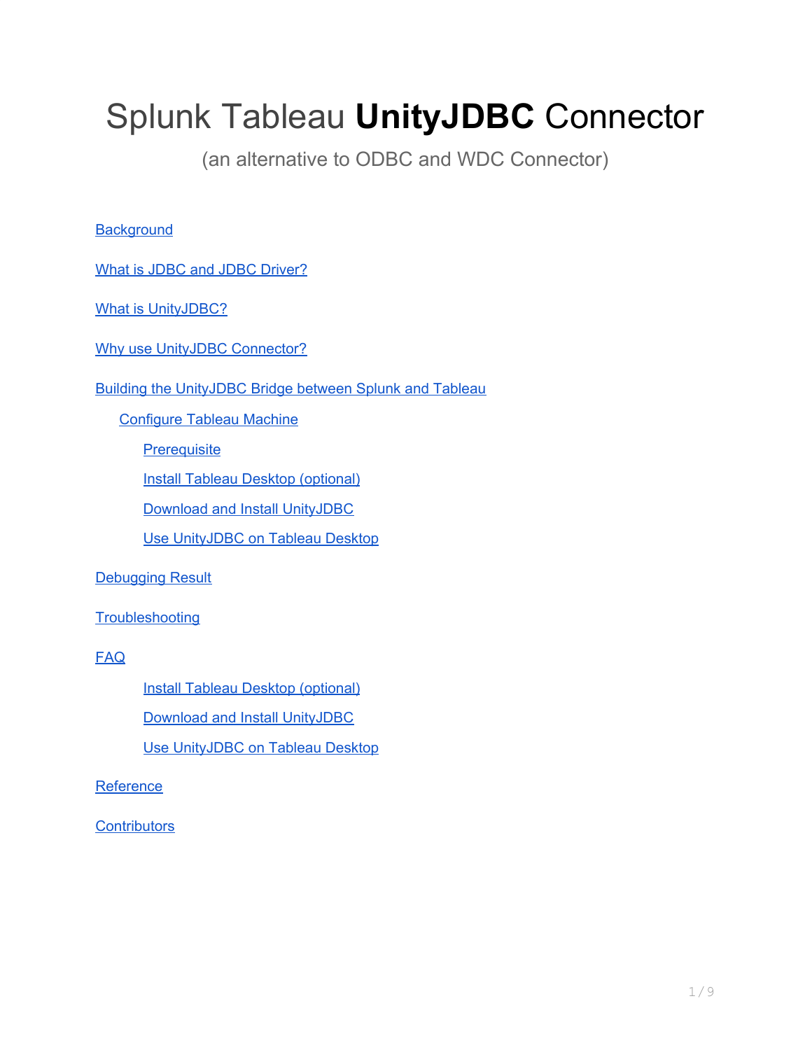# Splunk Tableau **UnityJDBC** Connector

(an alternative to ODBC and WDC Connector)

- Background
- What is JDBC and JDBC Driver?
- What is UnityJDBC?
- Why use UnityJDBC Connector?
- Building the UnityJDBC Bridge between Splunk and Tableau
  - Configure Tableau Machine
    - Prerequisite
    - Install Tableau Desktop (optional)
    - Download and Install UnityJDBC
    - Use UnityJDBC on Tableau Desktop
- Debugging Result
- Troubleshooting
- FAQ
    - Install Tableau Desktop (optional)
    - Download and Install UnityJDBC
    - Use UnityJDBC on Tableau Desktop
- Reference
- Contributors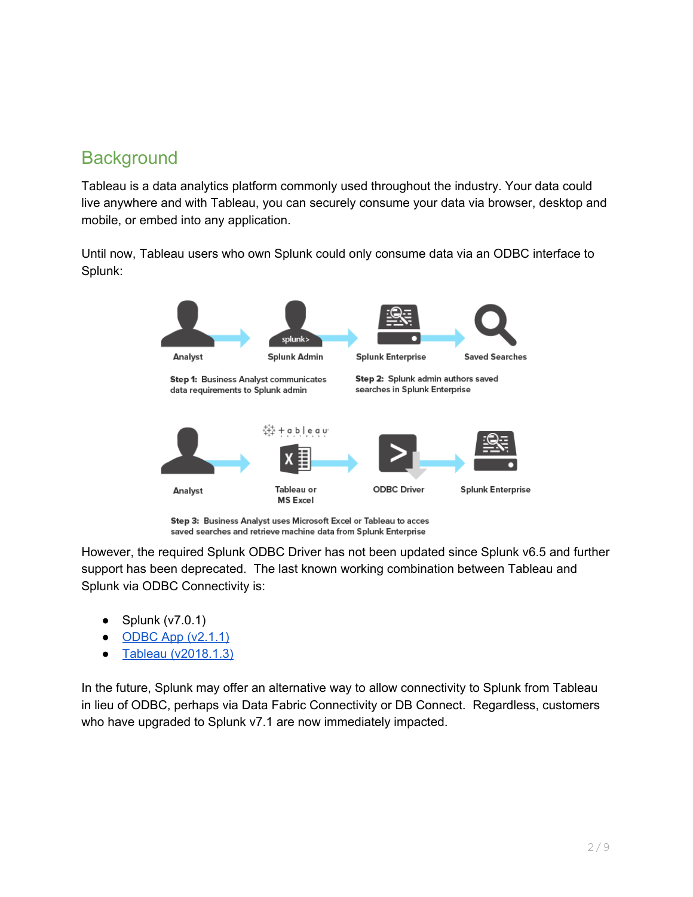## Background

Tableau is a data analytics platform commonly used throughout the industry. Your data could live anywhere and with Tableau, you can securely consume your data via browser, desktop and mobile, or embed into any application.

Until now, Tableau users who own Splunk could only consume data via an ODBC interface to Splunk:

Analyst
Splunk Admin
Splunk Enterprise
Saved Searches

**Step 1:** Business Analyst communicates data requirements to Splunk admin

**Step 2:** Splunk admin authors saved searches in Splunk Enterprise

Analyst
Tableau or MS Excel
ODBC Driver
Splunk Enterprise

**Step 3:** Business Analyst uses Microsoft Excel or Tableau to acces saved searches and retrieve machine data from Splunk Enterprise

However, the required Splunk ODBC Driver has not been updated since Splunk v6.5 and further support has been deprecated. The last known working combination between Tableau and Splunk via ODBC Connectivity is:

- Splunk (v7.0.1)
- ODBC App (v2.1.1)
- Tableau (v2018.1.3)

In the future, Splunk may offer an alternative way to allow connectivity to Splunk from Tableau in lieu of ODBC, perhaps via Data Fabric Connectivity or DB Connect. Regardless, customers who have upgraded to Splunk v7.1 are now immediately impacted.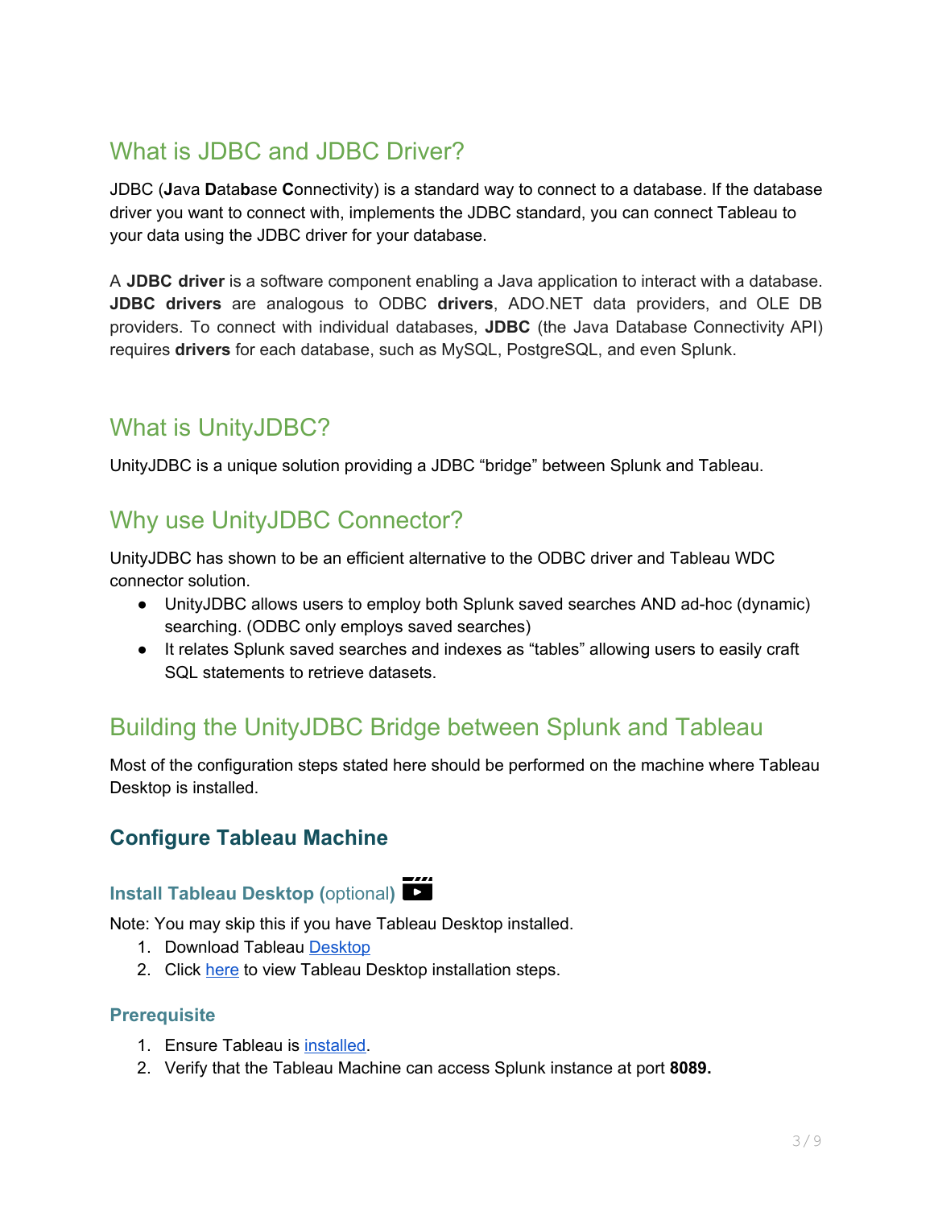## What is JDBC and JDBC Driver?

JDBC (**J**ava **D**ata**b**ase **C**onnectivity) is a standard way to connect to a database. If the database driver you want to connect with, implements the JDBC standard, you can connect Tableau to your data using the JDBC driver for your database.

A **JDBC driver** is a software component enabling a Java application to interact with a database. **JDBC drivers** are analogous to ODBC **drivers**, ADO.NET data providers, and OLE DB providers. To connect with individual databases, **JDBC** (the Java Database Connectivity API) requires **drivers** for each database, such as MySQL, PostgreSQL, and even Splunk.

## What is UnityJDBC?

UnityJDBC is a unique solution providing a JDBC "bridge" between Splunk and Tableau.

## Why use UnityJDBC Connector?

UnityJDBC has shown to be an efficient alternative to the ODBC driver and Tableau WDC connector solution.

- UnityJDBC allows users to employ both Splunk saved searches AND ad-hoc (dynamic) searching. (ODBC only employs saved searches)
- It relates Splunk saved searches and indexes as "tables" allowing users to easily craft SQL statements to retrieve datasets.

## Building the UnityJDBC Bridge between Splunk and Tableau

Most of the configuration steps stated here should be performed on the machine where Tableau Desktop is installed.

### Configure Tableau Machine

#### Install Tableau Desktop (optional)

Note: You may skip this if you have Tableau Desktop installed.

1. Download Tableau Desktop
2. Click here to view Tableau Desktop installation steps.

#### Prerequisite

1. Ensure Tableau is installed.
2. Verify that the Tableau Machine can access Splunk instance at port **8089.**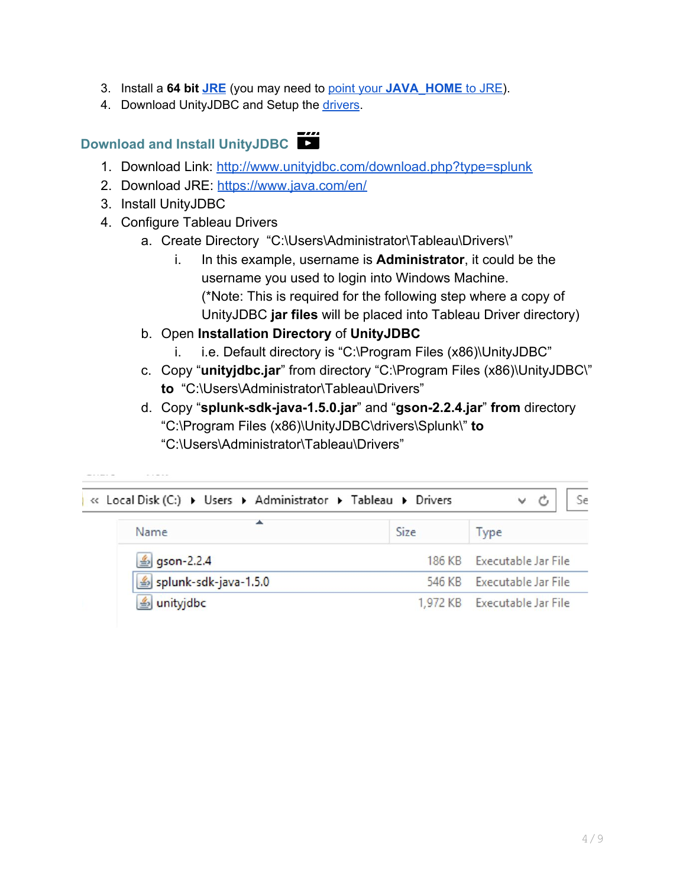3. Install a **64 bit [JRE](#)** (you may need to [point your **JAVA_HOME** to JRE](#)).
4. Download UnityJDBC and Setup the [drivers](#).

## Download and Install UnityJDBC

1. Download Link: [http://www.unityjdbc.com/download.php?type=splunk](http://www.unityjdbc.com/download.php?type=splunk)
2. Download JRE: [https://www.java.com/en/](https://www.java.com/en/)
3. Install UnityJDBC
4. Configure Tableau Drivers
   a. Create Directory "C:\Users\Administrator\Tableau\Drivers\"
      i. In this example, username is **Administrator**, it could be the username you used to login into Windows Machine. (*Note: This is required for the following step where a copy of UnityJDBC **jar files** will be placed into Tableau Driver directory)
   b. Open **Installation Directory** of **UnityJDBC**
      i. i.e. Default directory is "C:\Program Files (x86)\UnityJDBC"
   c. Copy "**unityjdbc.jar**" from directory "C:\Program Files (x86)\UnityJDBC\" **to** "C:\Users\Administrator\Tableau\Drivers"
   d. Copy "**splunk-sdk-java-1.5.0.jar**" and "**gson-2.2.4.jar**" **from** directory "C:\Program Files (x86)\UnityJDBC\drivers\Splunk\" **to** "C:\Users\Administrator\Tableau\Drivers"

« Local Disk (C:) ▸ Users ▸ Administrator ▸ Tableau ▸ Drivers

| Name | Size | Type |
|---|---|---|
| gson-2.2.4 | 186 KB | Executable Jar File |
| splunk-sdk-java-1.5.0 | 546 KB | Executable Jar File |
| unityjdbc | 1,972 KB | Executable Jar File |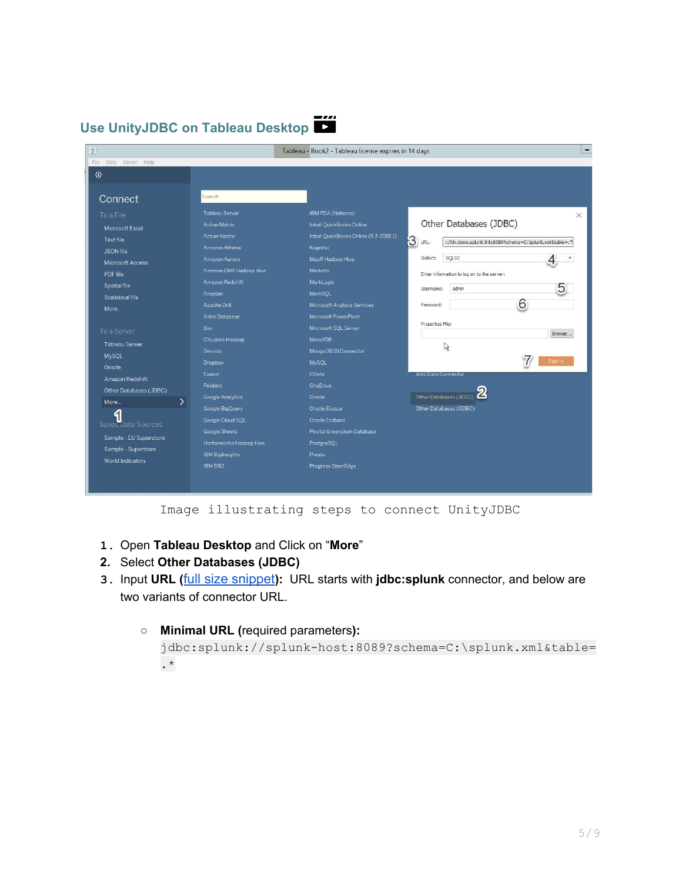## Use UnityJDBC on Tableau Desktop

Image illustrating steps to connect UnityJDBC

1. Open **Tableau Desktop** and Click on "**More**"
2. Select **Other Databases (JDBC)**
3. Input **URL** (full size snippet)**:** URL starts with **jdbc:splunk** connector, and below are two variants of connector URL.

    - **Minimal URL** (required parameters)**:**
      `jdbc:splunk://splunk-host:8089?schema=C:\splunk.xml&table=.*`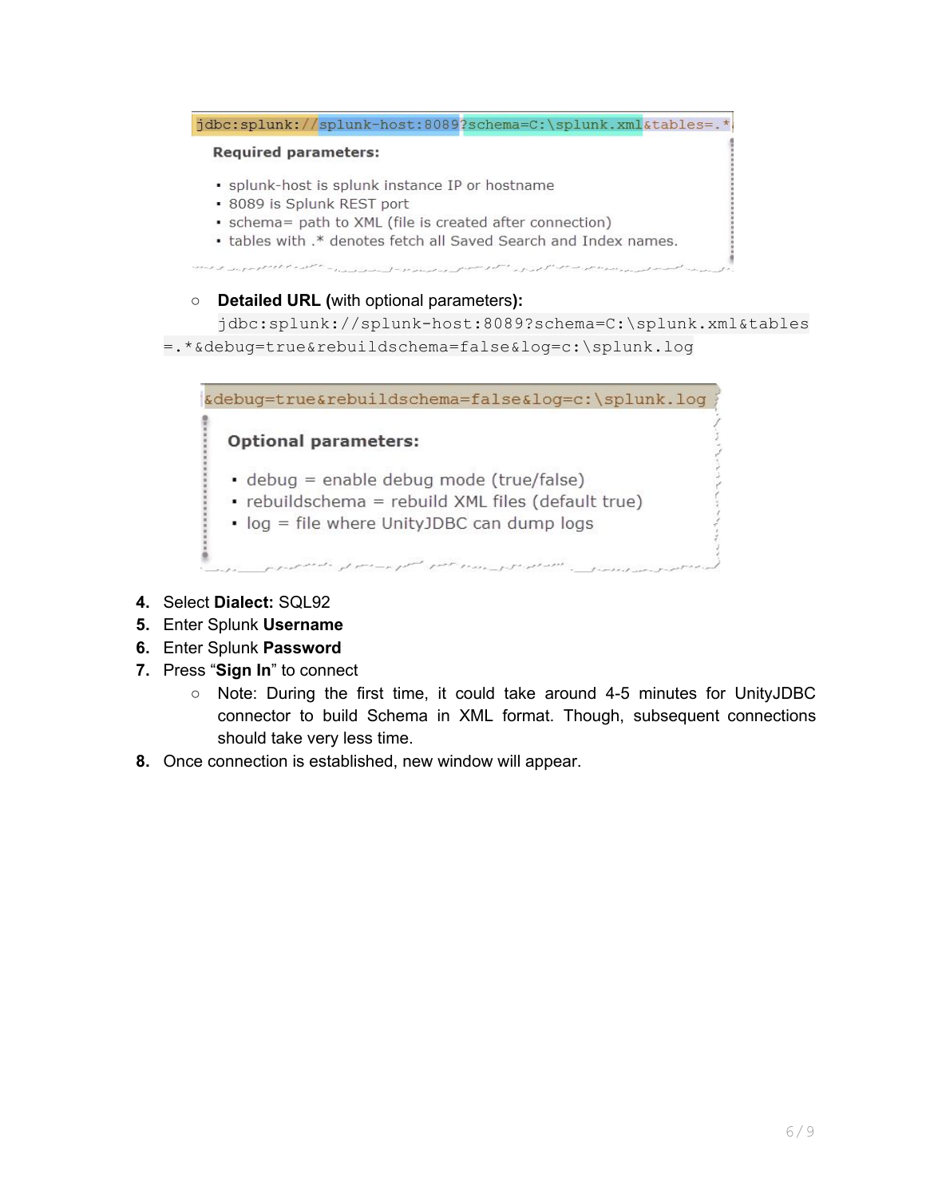```
jdbc:splunk://splunk-host:8089?schema=C:\splunk.xml&tables=.*
```

**Required parameters:**

- splunk-host is splunk instance IP or hostname
- 8089 is Splunk REST port
- schema= path to XML (file is created after connection)
- tables with .* denotes fetch all Saved Search and Index names.

- **Detailed URL** (with optional parameters):

```
jdbc:splunk://splunk-host:8089?schema=C:\splunk.xml&tables=.*&debug=true&rebuildschema=false&log=c:\splunk.log
```

```
&debug=true&rebuildschema=false&log=c:\splunk.log
```

**Optional parameters:**

- debug = enable debug mode (true/false)
- rebuildschema = rebuild XML files (default true)
- log = file where UnityJDBC can dump logs

4. Select **Dialect:** SQL92
5. Enter Splunk **Username**
6. Enter Splunk **Password**
7. Press "**Sign In**" to connect
   - Note: During the first time, it could take around 4-5 minutes for UnityJDBC connector to build Schema in XML format. Though, subsequent connections should take very less time.
8. Once connection is established, new window will appear.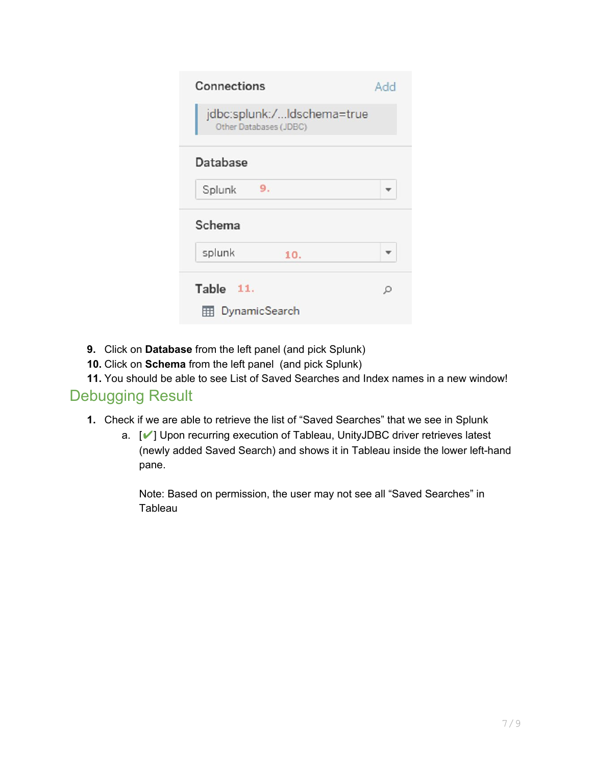Connections Add

jdbc:splunk:/...ldschema=true
Other Databases (JDBC)

Database

Splunk 9.

Schema

splunk 10.

Table 11.

DynamicSearch

9. Click on **Database** from the left panel (and pick Splunk)
10. Click on **Schema** from the left panel (and pick Splunk)
11. You should be able to see List of Saved Searches and Index names in a new window!

## Debugging Result

1. Check if we are able to retrieve the list of “Saved Searches” that we see in Splunk
    a. [✔] Upon recurring execution of Tableau, UnityJDBC driver retrieves latest (newly added Saved Search) and shows it in Tableau inside the lower left-hand pane.

       Note: Based on permission, the user may not see all “Saved Searches” in Tableau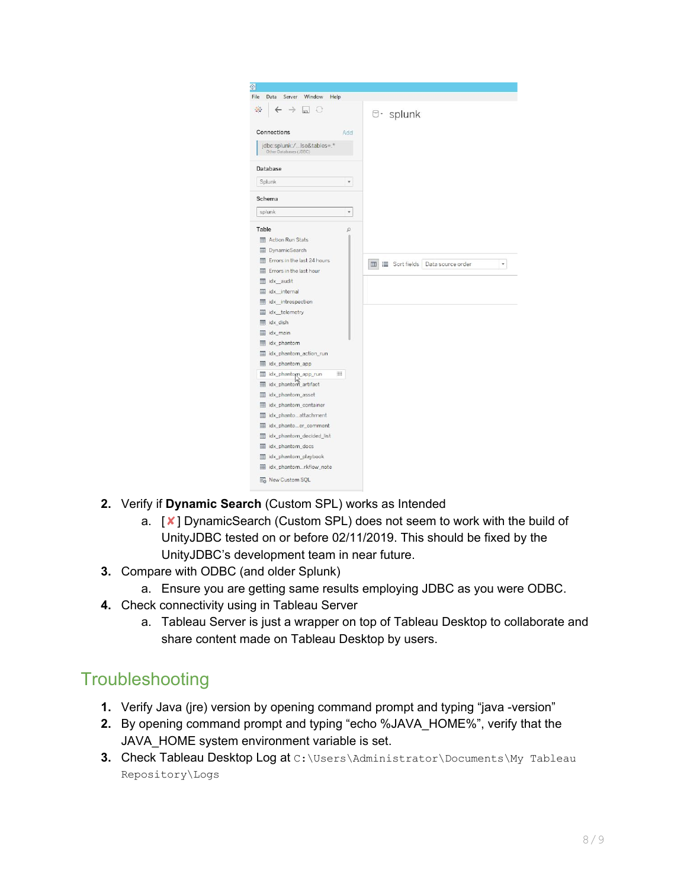2. Verify if **Dynamic Search** (Custom SPL) works as Intended
    a. [ ✘ ] DynamicSearch (Custom SPL) does not seem to work with the build of UnityJDBC tested on or before 02/11/2019. This should be fixed by the UnityJDBC's development team in near future.
3. Compare with ODBC (and older Splunk)
    a. Ensure you are getting same results employing JDBC as you were ODBC.
4. Check connectivity using in Tableau Server
    a. Tableau Server is just a wrapper on top of Tableau Desktop to collaborate and share content made on Tableau Desktop by users.

## Troubleshooting

1. Verify Java (jre) version by opening command prompt and typing "java -version"
2. By opening command prompt and typing "echo %JAVA_HOME%", verify that the JAVA_HOME system environment variable is set.
3. Check Tableau Desktop Log at `C:\Users\Administrator\Documents\My Tableau Repository\Logs`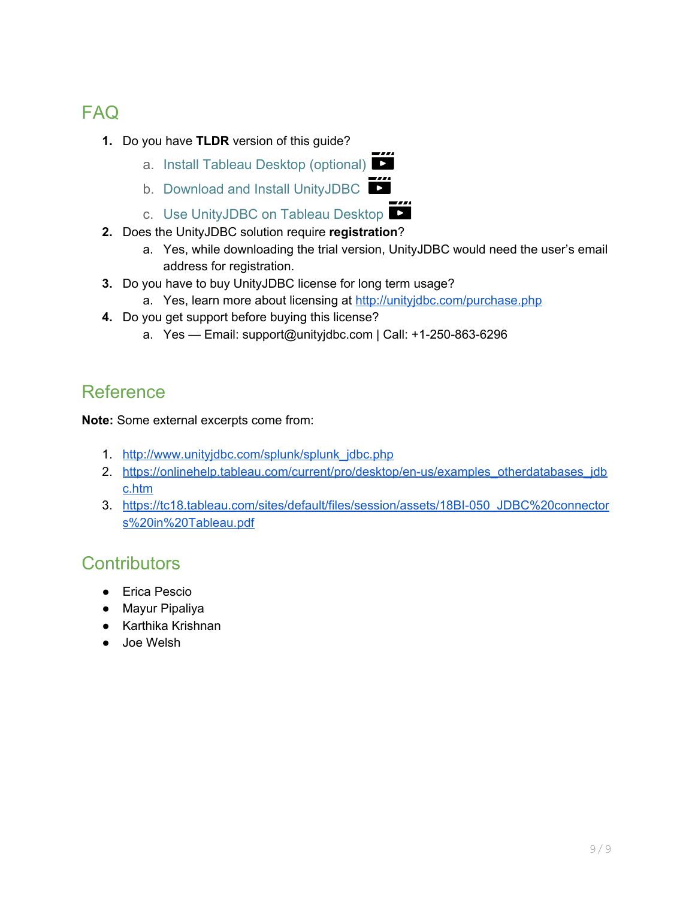## FAQ

1. Do you have **TLDR** version of this guide?
    a. Install Tableau Desktop (optional)
    b. Download and Install UnityJDBC
    c. Use UnityJDBC on Tableau Desktop
2. Does the UnityJDBC solution require **registration**?
    a. Yes, while downloading the trial version, UnityJDBC would need the user's email address for registration.
3. Do you have to buy UnityJDBC license for long term usage?
    a. Yes, learn more about licensing at http://unityjdbc.com/purchase.php
4. Do you get support before buying this license?
    a. Yes — Email: support@unityjdbc.com | Call: +1-250-863-6296

## Reference

**Note:** Some external excerpts come from:

1. http://www.unityjdbc.com/splunk/splunk_jdbc.php
2. https://onlinehelp.tableau.com/current/pro/desktop/en-us/examples_otherdatabases_jdbc.htm
3. https://tc18.tableau.com/sites/default/files/session/assets/18BI-050_JDBC%20connectors%20in%20Tableau.pdf

## Contributors

- Erica Pescio
- Mayur Pipaliya
- Karthika Krishnan
- Joe Welsh